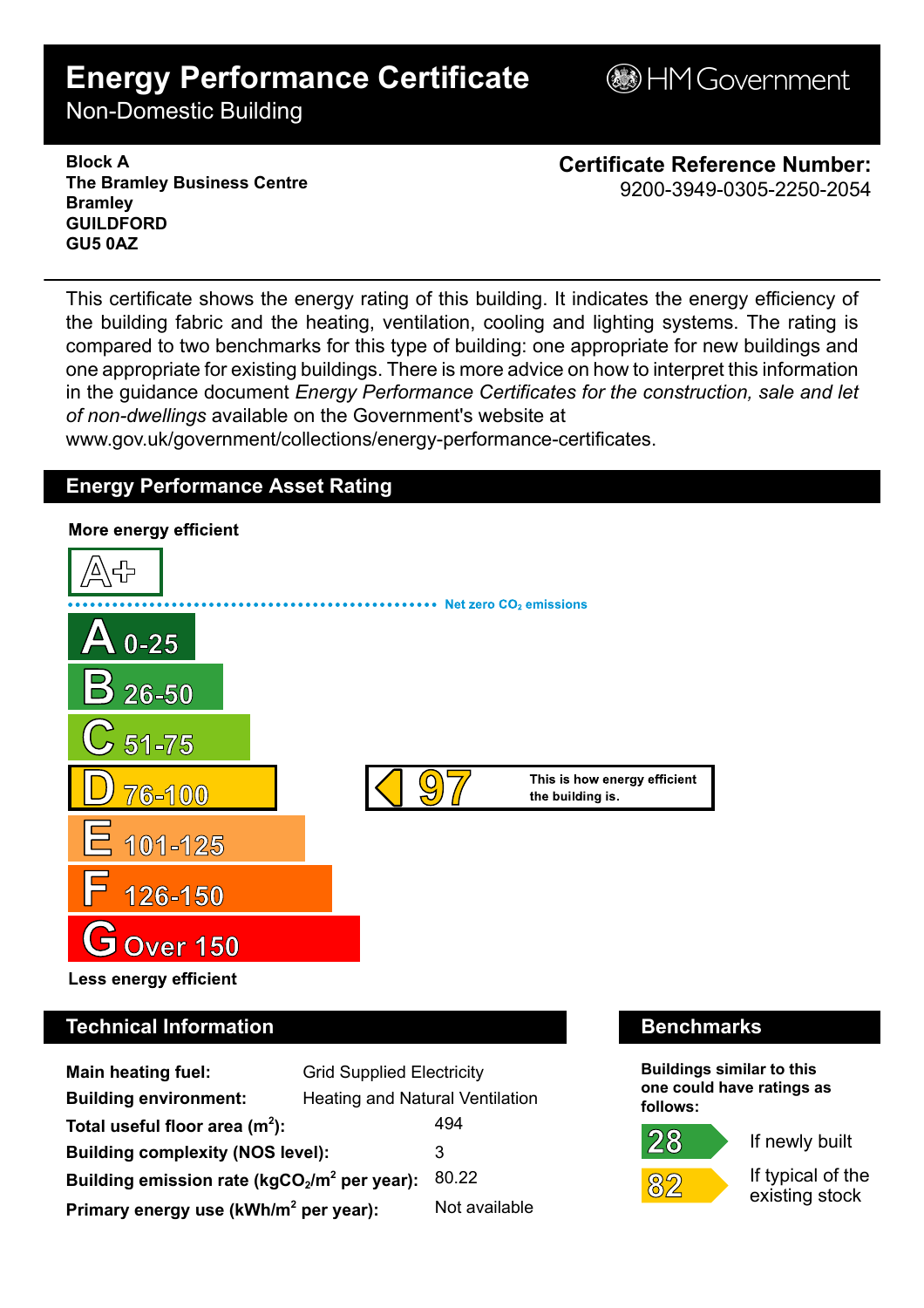# Energy Performance Certificate

Non-Domestic Building

HM Government

**Block A**
**The Bramley Business Centre**
**Bramley**
**GUILDFORD**
**GU5 0AZ**

**Certificate Reference Number:**
9200-3949-0305-2250-2054

This certificate shows the energy rating of this building. It indicates the energy efficiency of the building fabric and the heating, ventilation, cooling and lighting systems. The rating is compared to two benchmarks for this type of building: one appropriate for new buildings and one appropriate for existing buildings. There is more advice on how to interpret this information in the guidance document *Energy Performance Certificates for the construction, sale and let of non-dwellings* available on the Government's website at www.gov.uk/government/collections/energy-performance-certificates.

## Energy Performance Asset Rating

**More energy efficient**

- A+
- Net zero $CO_2$ emissions
- A 0-25
- B 26-50
- C 51-75
- D 76-100 — **97** This is how energy efficient the building is.
- E 101-125
- F 126-150
- G Over 150

**Less energy efficient**

## Technical Information

| | |
|---|---|
| **Main heating fuel:** | Grid Supplied Electricity |
| **Building environment:** | Heating and Natural Ventilation |
| **Total useful floor area ($m^2$):** | 494 |
| **Building complexity (NOS level):** | 3 |
| **Building emission rate ($kgCO_2/m^2$ per year):** | 80.22 |
| **Primary energy use ($kWh/m^2$ per year):** | Not available |

## Benchmarks

**Buildings similar to this one could have ratings as follows:**

- **28** If newly built
- **82** If typical of the existing stock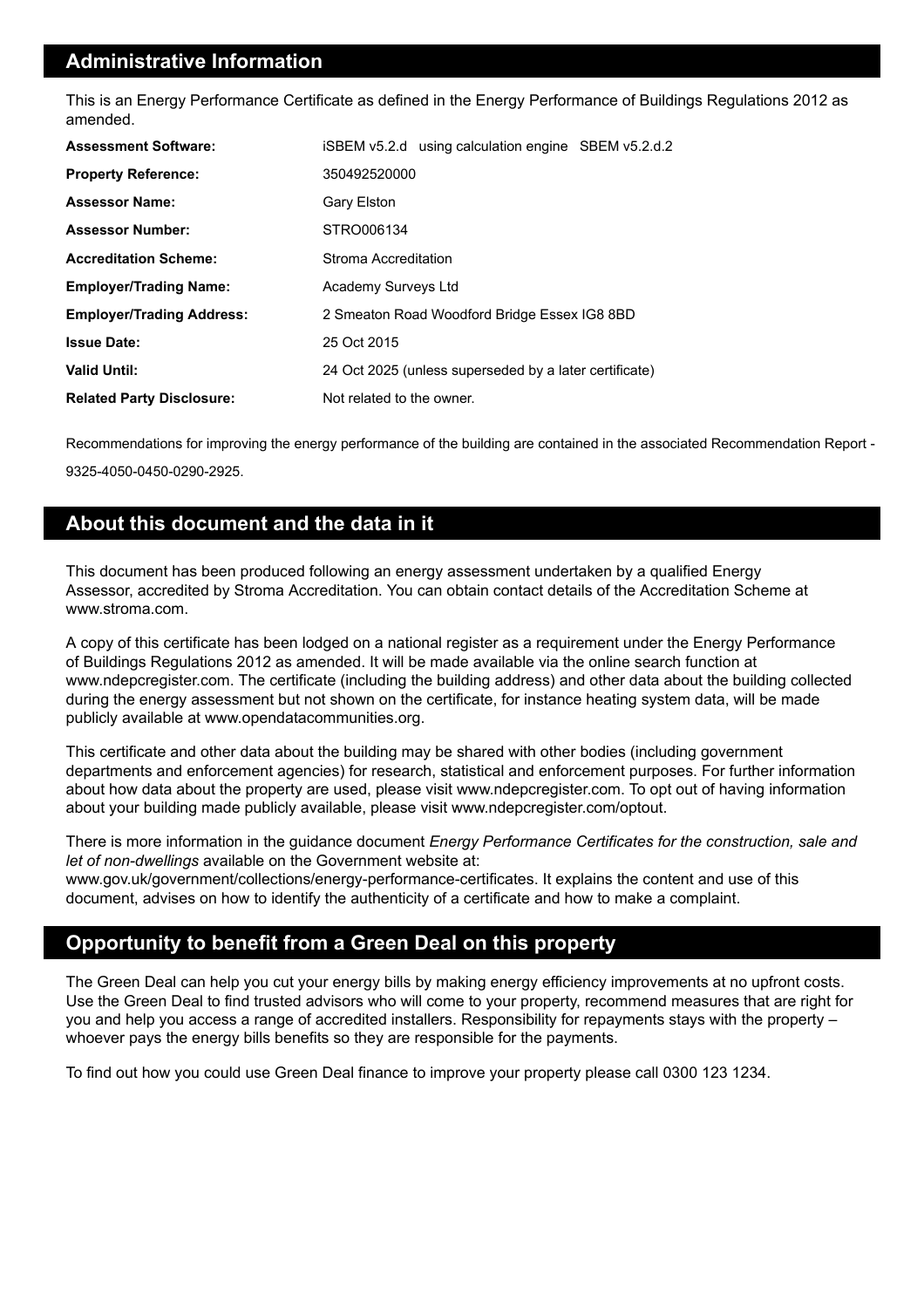## Administrative Information

This is an Energy Performance Certificate as defined in the Energy Performance of Buildings Regulations 2012 as amended.

| | |
|---|---|
| **Assessment Software:** | iSBEM v5.2.d using calculation engine SBEM v5.2.d.2 |
| **Property Reference:** | 350492520000 |
| **Assessor Name:** | Gary Elston |
| **Assessor Number:** | STRO006134 |
| **Accreditation Scheme:** | Stroma Accreditation |
| **Employer/Trading Name:** | Academy Surveys Ltd |
| **Employer/Trading Address:** | 2 Smeaton Road Woodford Bridge Essex IG8 8BD |
| **Issue Date:** | 25 Oct 2015 |
| **Valid Until:** | 24 Oct 2025 (unless superseded by a later certificate) |
| **Related Party Disclosure:** | Not related to the owner. |

Recommendations for improving the energy performance of the building are contained in the associated Recommendation Report - 9325-4050-0450-0290-2925.

## About this document and the data in it

This document has been produced following an energy assessment undertaken by a qualified Energy Assessor, accredited by Stroma Accreditation. You can obtain contact details of the Accreditation Scheme at www.stroma.com.

A copy of this certificate has been lodged on a national register as a requirement under the Energy Performance of Buildings Regulations 2012 as amended. It will be made available via the online search function at www.ndepcregister.com. The certificate (including the building address) and other data about the building collected during the energy assessment but not shown on the certificate, for instance heating system data, will be made publicly available at www.opendatacommunities.org.

This certificate and other data about the building may be shared with other bodies (including government departments and enforcement agencies) for research, statistical and enforcement purposes. For further information about how data about the property are used, please visit www.ndepcregister.com. To opt out of having information about your building made publicly available, please visit www.ndepcregister.com/optout.

There is more information in the guidance document *Energy Performance Certificates for the construction, sale and let of non-dwellings* available on the Government website at:
www.gov.uk/government/collections/energy-performance-certificates. It explains the content and use of this document, advises on how to identify the authenticity of a certificate and how to make a complaint.

## Opportunity to benefit from a Green Deal on this property

The Green Deal can help you cut your energy bills by making energy efficiency improvements at no upfront costs. Use the Green Deal to find trusted advisors who will come to your property, recommend measures that are right for you and help you access a range of accredited installers. Responsibility for repayments stays with the property – whoever pays the energy bills benefits so they are responsible for the payments.

To find out how you could use Green Deal finance to improve your property please call 0300 123 1234.